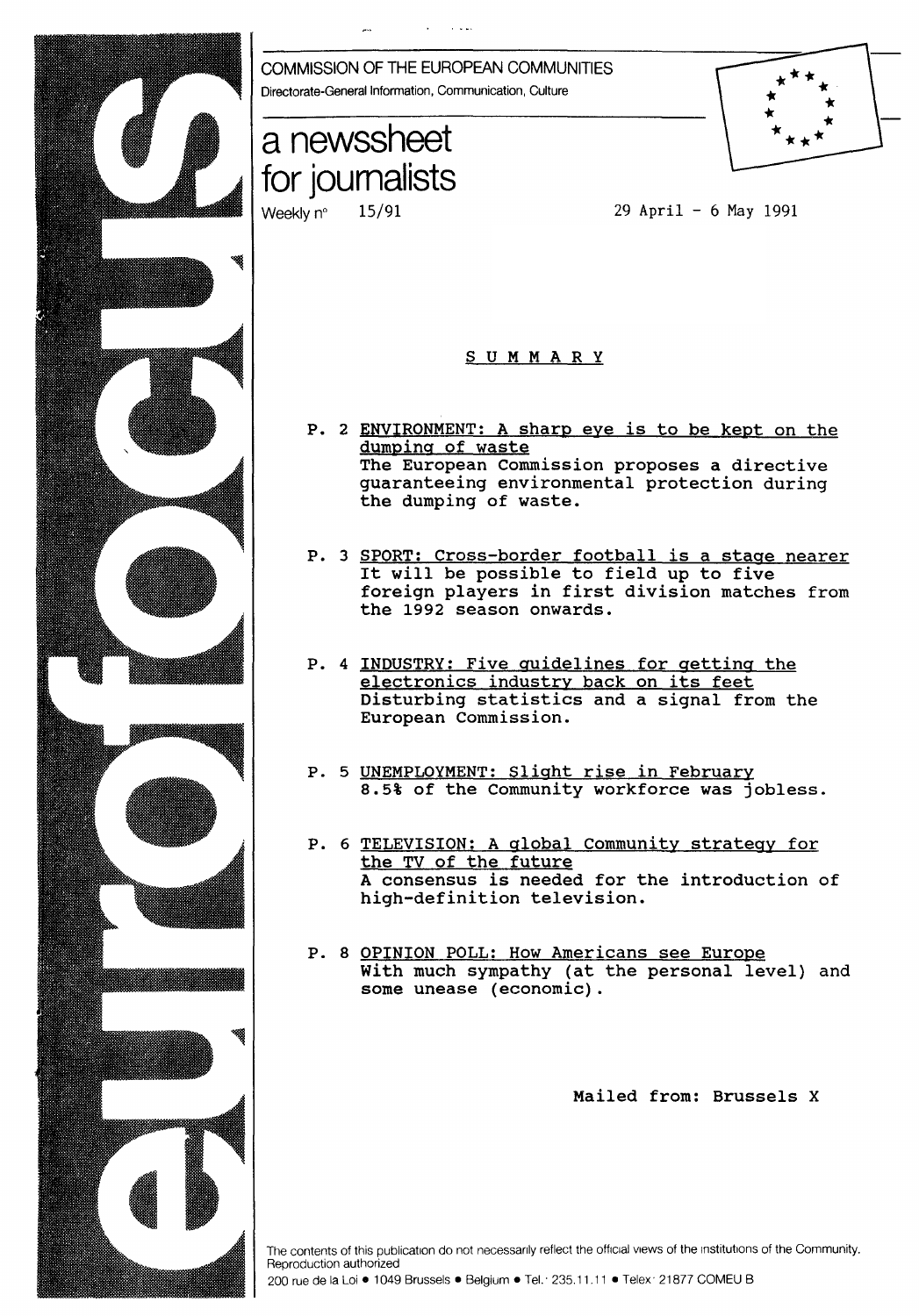COMMISSION OF THE EUROPEAN COMMUNITIES

Directorate-General Information, Communication, Culture

# eurofocus

## a newssheet for journalists

Weekly n° 15/91 — 29 April - 6 May 1991

## SUMMARY

P. 2 ENVIRONMENT: A sharp eye is to be kept on the dumping of waste
The European Commission proposes a directive guaranteeing environmental protection during the dumping of waste.

P. 3 SPORT: Cross-border football is a stage nearer
It will be possible to field up to five foreign players in first division matches from the 1992 season onwards.

P. 4 INDUSTRY: Five guidelines for getting the electronics industry back on its feet
Disturbing statistics and a signal from the European Commission.

P. 5 UNEMPLOYMENT: Slight rise in February
8.5% of the Community workforce was jobless.

P. 6 TELEVISION: A global Community strategy for the TV of the future
A consensus is needed for the introduction of high-definition television.

P. 8 OPINION POLL: How Americans see Europe
With much sympathy (at the personal level) and some unease (economic).

Mailed from: Brussels X

The contents of this publication do not necessarily reflect the official views of the institutions of the Community. Reproduction authorized

200 rue de la Loi • 1049 Brussels • Belgium • Tel.: 235.11.11 • Telex: 21877 COMEU B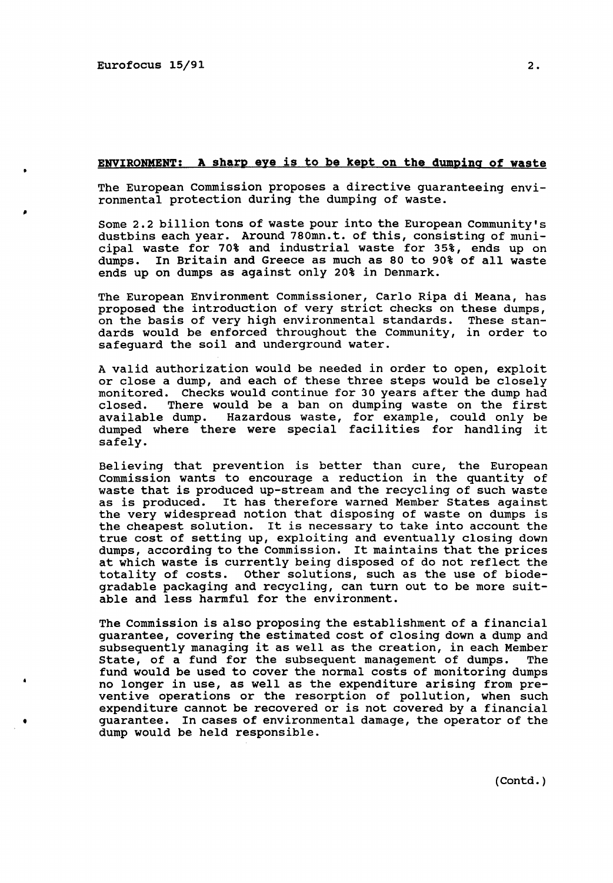## ENVIRONMENT: A sharp eye is to be kept on the dumping of waste

The European Commission proposes a directive guaranteeing environmental protection during the dumping of waste.

Some 2.2 billion tons of waste pour into the European Community's dustbins each year. Around 780mn.t. of this, consisting of municipal waste for 70% and industrial waste for 35%, ends up on dumps. In Britain and Greece as much as 80 to 90% of all waste ends up on dumps as against only 20% in Denmark.

The European Environment Commissioner, Carlo Ripa di Meana, has proposed the introduction of very strict checks on these dumps, on the basis of very high environmental standards. These standards would be enforced throughout the Community, in order to safeguard the soil and underground water.

A valid authorization would be needed in order to open, exploit or close a dump, and each of these three steps would be closely monitored. Checks would continue for 30 years after the dump had closed. There would be a ban on dumping waste on the first available dump. Hazardous waste, for example, could only be dumped where there were special facilities for handling it safely.

Believing that prevention is better than cure, the European Commission wants to encourage a reduction in the quantity of waste that is produced up-stream and the recycling of such waste as is produced. It has therefore warned Member States against the very widespread notion that disposing of waste on dumps is the cheapest solution. It is necessary to take into account the true cost of setting up, exploiting and eventually closing down dumps, according to the Commission. It maintains that the prices at which waste is currently being disposed of do not reflect the totality of costs. Other solutions, such as the use of biodegradable packaging and recycling, can turn out to be more suitable and less harmful for the environment.

The Commission is also proposing the establishment of a financial guarantee, covering the estimated cost of closing down a dump and subsequently managing it as well as the creation, in each Member State, of a fund for the subsequent management of dumps. The fund would be used to cover the normal costs of monitoring dumps no longer in use, as well as the expenditure arising from preventive operations or the resorption of pollution, when such expenditure cannot be recovered or is not covered by a financial guarantee. In cases of environmental damage, the operator of the dump would be held responsible.

(Contd.)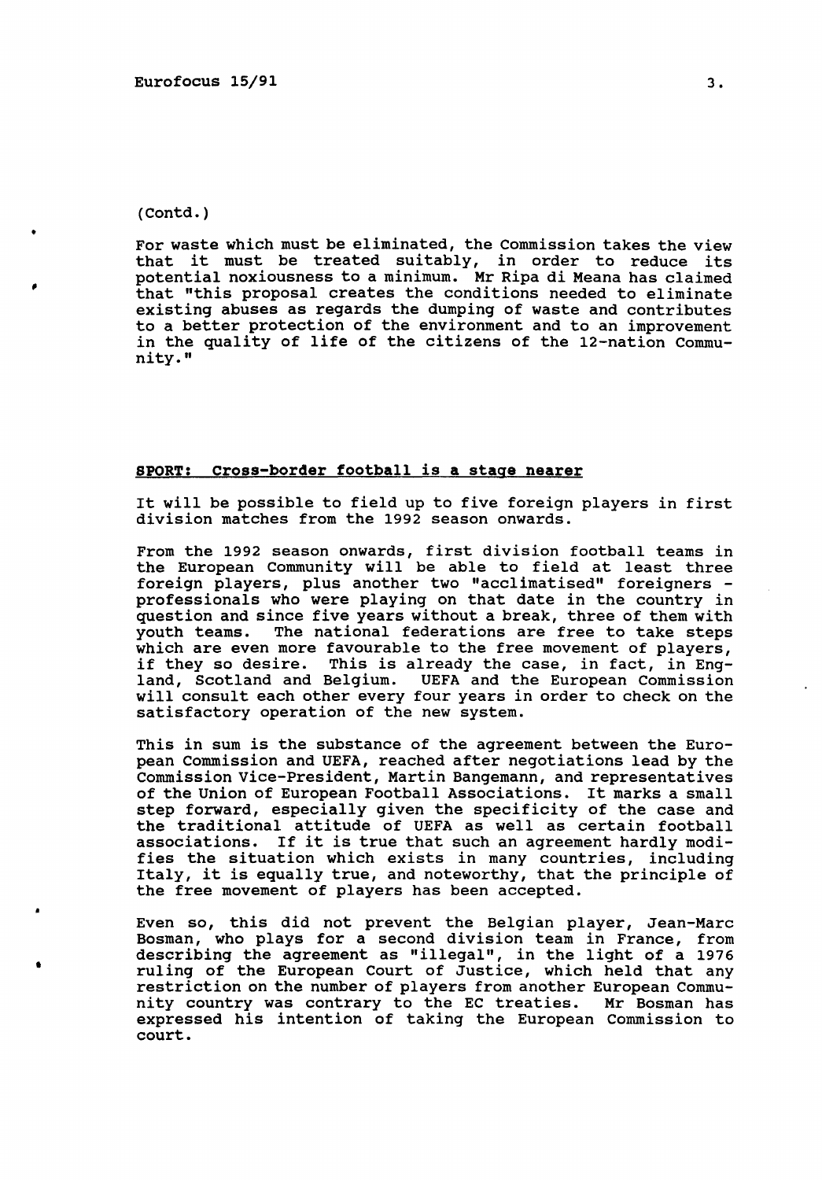(Contd.)

For waste which must be eliminated, the Commission takes the view that it must be treated suitably, in order to reduce its potential noxiousness to a minimum. Mr Ripa di Meana has claimed that "this proposal creates the conditions needed to eliminate existing abuses as regards the dumping of waste and contributes to a better protection of the environment and to an improvement in the quality of life of the citizens of the 12-nation Community."

## SPORT: Cross-border football is a stage nearer

It will be possible to field up to five foreign players in first division matches from the 1992 season onwards.

From the 1992 season onwards, first division football teams in the European Community will be able to field at least three foreign players, plus another two "acclimatised" foreigners - professionals who were playing on that date in the country in question and since five years without a break, three of them with youth teams. The national federations are free to take steps which are even more favourable to the free movement of players, if they so desire. This is already the case, in fact, in England, Scotland and Belgium. UEFA and the European Commission will consult each other every four years in order to check on the satisfactory operation of the new system.

This in sum is the substance of the agreement between the European Commission and UEFA, reached after negotiations lead by the Commission Vice-President, Martin Bangemann, and representatives of the Union of European Football Associations. It marks a small step forward, especially given the specificity of the case and the traditional attitude of UEFA as well as certain football associations. If it is true that such an agreement hardly modifies the situation which exists in many countries, including Italy, it is equally true, and noteworthy, that the principle of the free movement of players has been accepted.

Even so, this did not prevent the Belgian player, Jean-Marc Bosman, who plays for a second division team in France, from describing the agreement as "illegal", in the light of a 1976 ruling of the European Court of Justice, which held that any restriction on the number of players from another European Community country was contrary to the EC treaties. Mr Bosman has expressed his intention of taking the European Commission to court.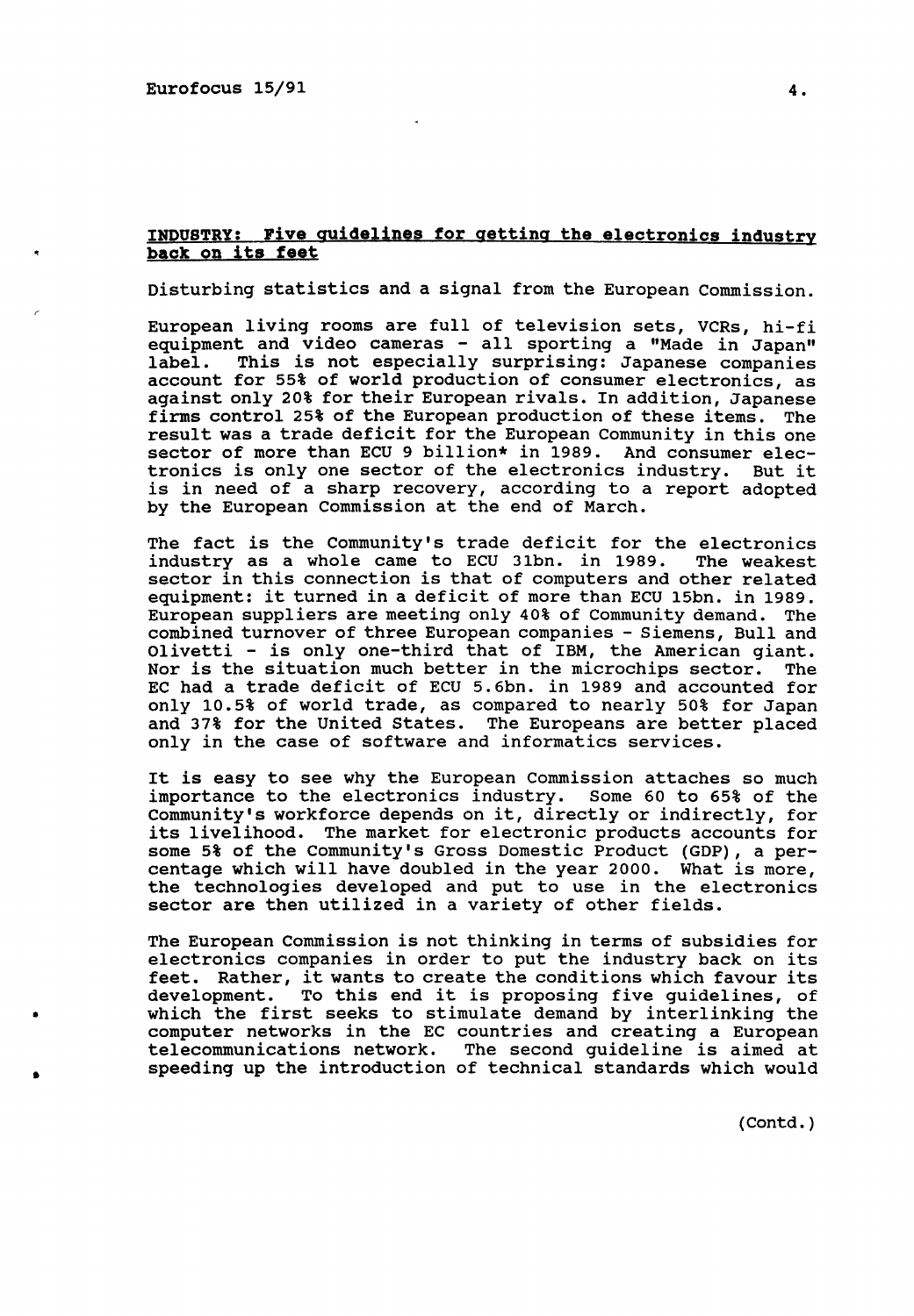## INDUSTRY: Five guidelines for getting the electronics industry back on its feet

Disturbing statistics and a signal from the European Commission.

European living rooms are full of television sets, VCRs, hi-fi equipment and video cameras - all sporting a "Made in Japan" label. This is not especially surprising: Japanese companies account for 55% of world production of consumer electronics, as against only 20% for their European rivals. In addition, Japanese firms control 25% of the European production of these items. The result was a trade deficit for the European Community in this one sector of more than ECU 9 billion* in 1989. And consumer electronics is only one sector of the electronics industry. But it is in need of a sharp recovery, according to a report adopted by the European Commission at the end of March.

The fact is the Community's trade deficit for the electronics industry as a whole came to ECU 31bn. in 1989. The weakest sector in this connection is that of computers and other related equipment: it turned in a deficit of more than ECU 15bn. in 1989. European suppliers are meeting only 40% of Community demand. The combined turnover of three European companies - Siemens, Bull and Olivetti - is only one-third that of IBM, the American giant. Nor is the situation much better in the microchips sector. The EC had a trade deficit of ECU 5.6bn. in 1989 and accounted for only 10.5% of world trade, as compared to nearly 50% for Japan and 37% for the United States. The Europeans are better placed only in the case of software and informatics services.

It is easy to see why the European Commission attaches so much importance to the electronics industry. Some 60 to 65% of the Community's workforce depends on it, directly or indirectly, for its livelihood. The market for electronic products accounts for some 5% of the Community's Gross Domestic Product (GDP), a percentage which will have doubled in the year 2000. What is more, the technologies developed and put to use in the electronics sector are then utilized in a variety of other fields.

The European Commission is not thinking in terms of subsidies for electronics companies in order to put the industry back on its feet. Rather, it wants to create the conditions which favour its development. To this end it is proposing five guidelines, of which the first seeks to stimulate demand by interlinking the computer networks in the EC countries and creating a European telecommunications network. The second guideline is aimed at speeding up the introduction of technical standards which would

(Contd.)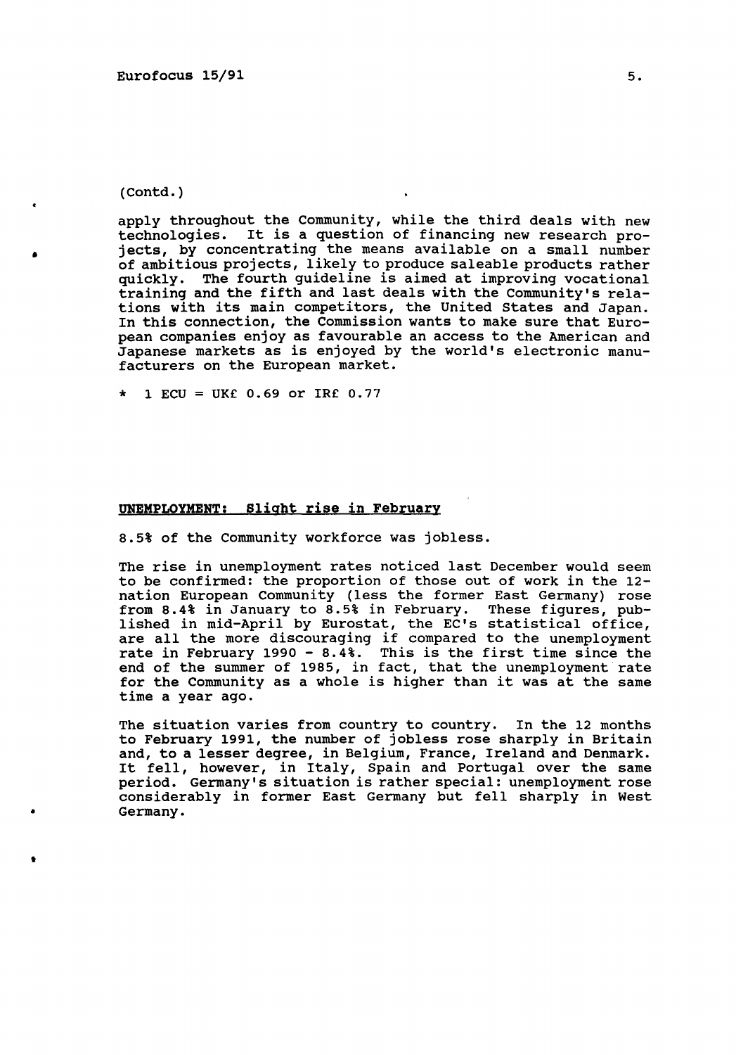(Contd.)

apply throughout the Community, while the third deals with new technologies. It is a question of financing new research projects, by concentrating the means available on a small number of ambitious projects, likely to produce saleable products rather quickly. The fourth guideline is aimed at improving vocational training and the fifth and last deals with the Community's relations with its main competitors, the United States and Japan. In this connection, the Commission wants to make sure that European companies enjoy as favourable an access to the American and Japanese markets as is enjoyed by the world's electronic manufacturers on the European market.

* 1 ECU = UK£ 0.69 or IR£ 0.77

## UNEMPLOYMENT: Slight rise in February

8.5% of the Community workforce was jobless.

The rise in unemployment rates noticed last December would seem to be confirmed: the proportion of those out of work in the 12-nation European Community (less the former East Germany) rose from 8.4% in January to 8.5% in February. These figures, published in mid-April by Eurostat, the EC's statistical office, are all the more discouraging if compared to the unemployment rate in February 1990 - 8.4%. This is the first time since the end of the summer of 1985, in fact, that the unemployment rate for the Community as a whole is higher than it was at the same time a year ago.

The situation varies from country to country. In the 12 months to February 1991, the number of jobless rose sharply in Britain and, to a lesser degree, in Belgium, France, Ireland and Denmark. It fell, however, in Italy, Spain and Portugal over the same period. Germany's situation is rather special: unemployment rose considerably in former East Germany but fell sharply in West Germany.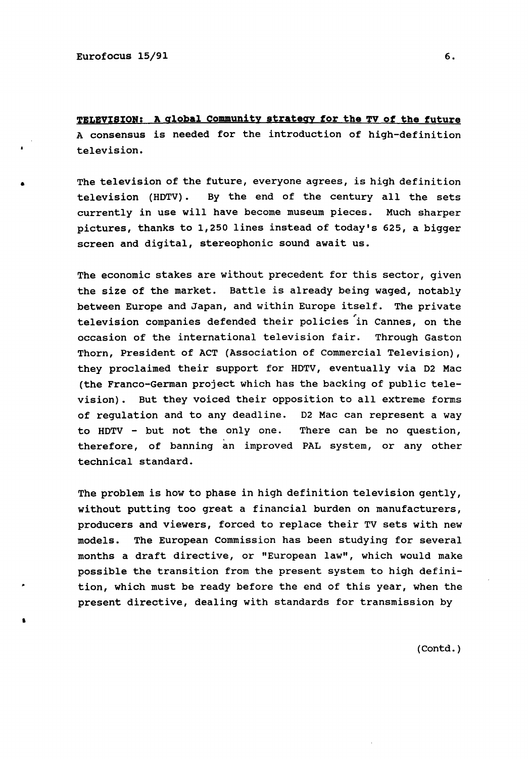**TELEVISION: A global Community strategy for the TV of the future**

A consensus is needed for the introduction of high-definition television.

The television of the future, everyone agrees, is high definition television (HDTV). By the end of the century all the sets currently in use will have become museum pieces. Much sharper pictures, thanks to 1,250 lines instead of today's 625, a bigger screen and digital, stereophonic sound await us.

The economic stakes are without precedent for this sector, given the size of the market. Battle is already being waged, notably between Europe and Japan, and within Europe itself. The private television companies defended their policies in Cannes, on the occasion of the international television fair. Through Gaston Thorn, President of ACT (Association of Commercial Television), they proclaimed their support for HDTV, eventually via D2 Mac (the Franco-German project which has the backing of public television). But they voiced their opposition to all extreme forms of regulation and to any deadline. D2 Mac can represent a way to HDTV - but not the only one. There can be no question, therefore, of banning an improved PAL system, or any other technical standard.

The problem is how to phase in high definition television gently, without putting too great a financial burden on manufacturers, producers and viewers, forced to replace their TV sets with new models. The European Commission has been studying for several months a draft directive, or "European law", which would make possible the transition from the present system to high definition, which must be ready before the end of this year, when the present directive, dealing with standards for transmission by

(Contd.)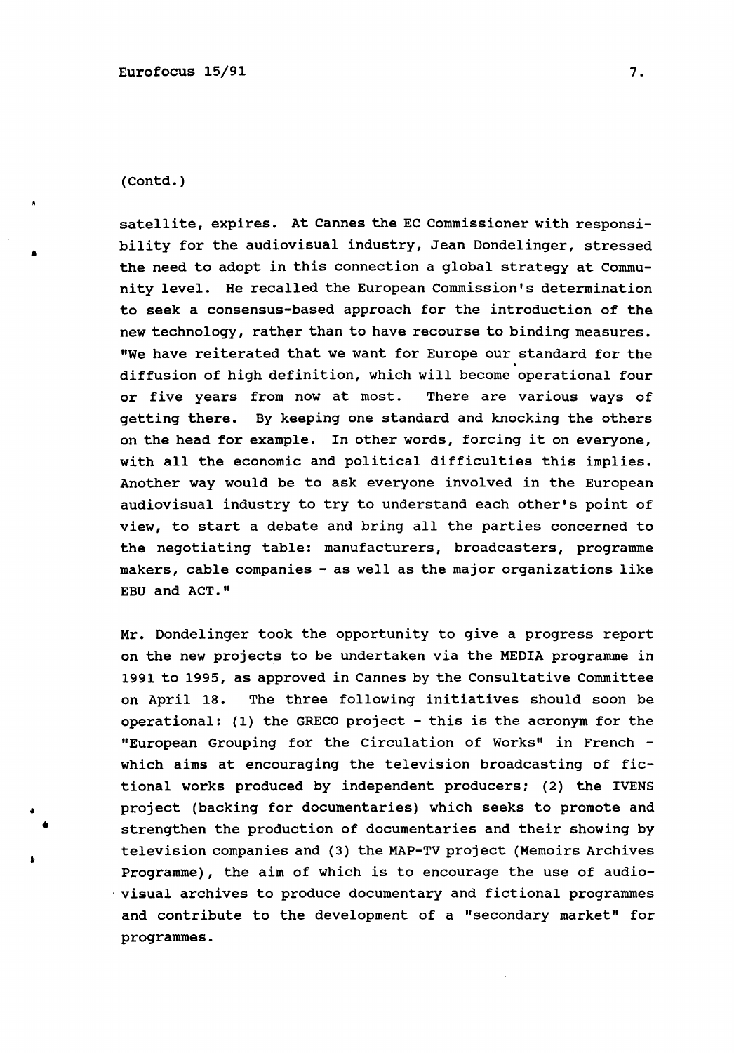(Contd.)

satellite, expires. At Cannes the EC Commissioner with responsibility for the audiovisual industry, Jean Dondelinger, stressed the need to adopt in this connection a global strategy at Community level. He recalled the European Commission's determination to seek a consensus-based approach for the introduction of the new technology, rather than to have recourse to binding measures. "We have reiterated that we want for Europe our standard for the diffusion of high definition, which will become operational four or five years from now at most. There are various ways of getting there. By keeping one standard and knocking the others on the head for example. In other words, forcing it on everyone, with all the economic and political difficulties this implies. Another way would be to ask everyone involved in the European audiovisual industry to try to understand each other's point of view, to start a debate and bring all the parties concerned to the negotiating table: manufacturers, broadcasters, programme makers, cable companies - as well as the major organizations like EBU and ACT."

Mr. Dondelinger took the opportunity to give a progress report on the new projects to be undertaken via the MEDIA programme in 1991 to 1995, as approved in Cannes by the Consultative Committee on April 18. The three following initiatives should soon be operational: (1) the GRECO project - this is the acronym for the "European Grouping for the Circulation of Works" in French - which aims at encouraging the television broadcasting of fictional works produced by independent producers; (2) the IVENS project (backing for documentaries) which seeks to promote and strengthen the production of documentaries and their showing by television companies and (3) the MAP-TV project (Memoirs Archives Programme), the aim of which is to encourage the use of audiovisual archives to produce documentary and fictional programmes and contribute to the development of a "secondary market" for programmes.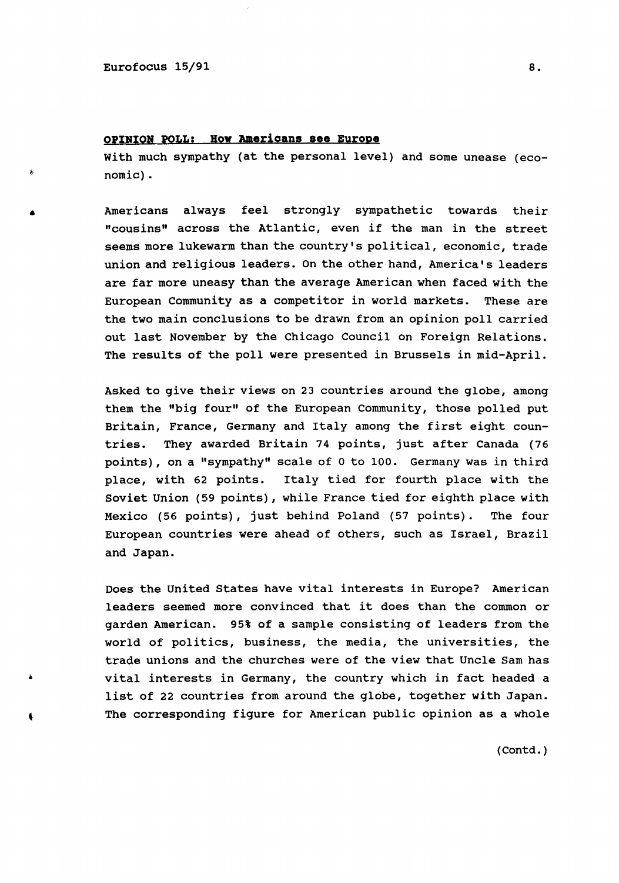## OPINION POLL: How Americans see Europe

With much sympathy (at the personal level) and some unease (economic).

Americans always feel strongly sympathetic towards their "cousins" across the Atlantic, even if the man in the street seems more lukewarm than the country's political, economic, trade union and religious leaders. On the other hand, America's leaders are far more uneasy than the average American when faced with the European Community as a competitor in world markets. These are the two main conclusions to be drawn from an opinion poll carried out last November by the Chicago Council on Foreign Relations. The results of the poll were presented in Brussels in mid-April.

Asked to give their views on 23 countries around the globe, among them the "big four" of the European Community, those polled put Britain, France, Germany and Italy among the first eight countries. They awarded Britain 74 points, just after Canada (76 points), on a "sympathy" scale of 0 to 100. Germany was in third place, with 62 points. Italy tied for fourth place with the Soviet Union (59 points), while France tied for eighth place with Mexico (56 points), just behind Poland (57 points). The four European countries were ahead of others, such as Israel, Brazil and Japan.

Does the United States have vital interests in Europe? American leaders seemed more convinced that it does than the common or garden American. 95% of a sample consisting of leaders from the world of politics, business, the media, the universities, the trade unions and the churches were of the view that Uncle Sam has vital interests in Germany, the country which in fact headed a list of 22 countries from around the globe, together with Japan. The corresponding figure for American public opinion as a whole

(Contd.)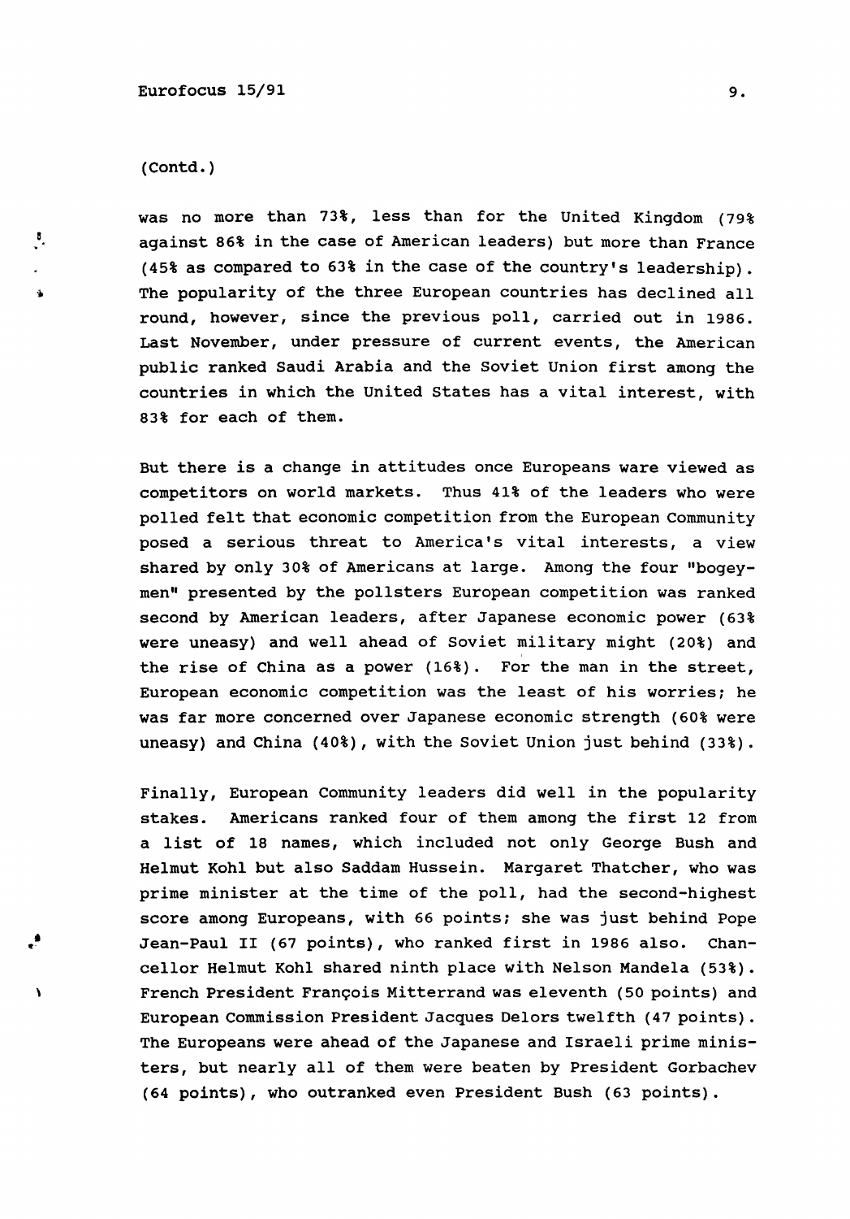(Contd.)

was no more than 73%, less than for the United Kingdom (79% against 86% in the case of American leaders) but more than France (45% as compared to 63% in the case of the country's leadership). The popularity of the three European countries has declined all round, however, since the previous poll, carried out in 1986. Last November, under pressure of current events, the American public ranked Saudi Arabia and the Soviet Union first among the countries in which the United States has a vital interest, with 83% for each of them.

But there is a change in attitudes once Europeans ware viewed as competitors on world markets. Thus 41% of the leaders who were polled felt that economic competition from the European Community posed a serious threat to America's vital interests, a view shared by only 30% of Americans at large. Among the four "bogeymen" presented by the pollsters European competition was ranked second by American leaders, after Japanese economic power (63% were uneasy) and well ahead of Soviet military might (20%) and the rise of China as a power (16%). For the man in the street, European economic competition was the least of his worries; he was far more concerned over Japanese economic strength (60% were uneasy) and China (40%), with the Soviet Union just behind (33%).

Finally, European Community leaders did well in the popularity stakes. Americans ranked four of them among the first 12 from a list of 18 names, which included not only George Bush and Helmut Kohl but also Saddam Hussein. Margaret Thatcher, who was prime minister at the time of the poll, had the second-highest score among Europeans, with 66 points; she was just behind Pope Jean-Paul II (67 points), who ranked first in 1986 also. Chancellor Helmut Kohl shared ninth place with Nelson Mandela (53%). French President François Mitterrand was eleventh (50 points) and European Commission President Jacques Delors twelfth (47 points). The Europeans were ahead of the Japanese and Israeli prime ministers, but nearly all of them were beaten by President Gorbachev (64 points), who outranked even President Bush (63 points).